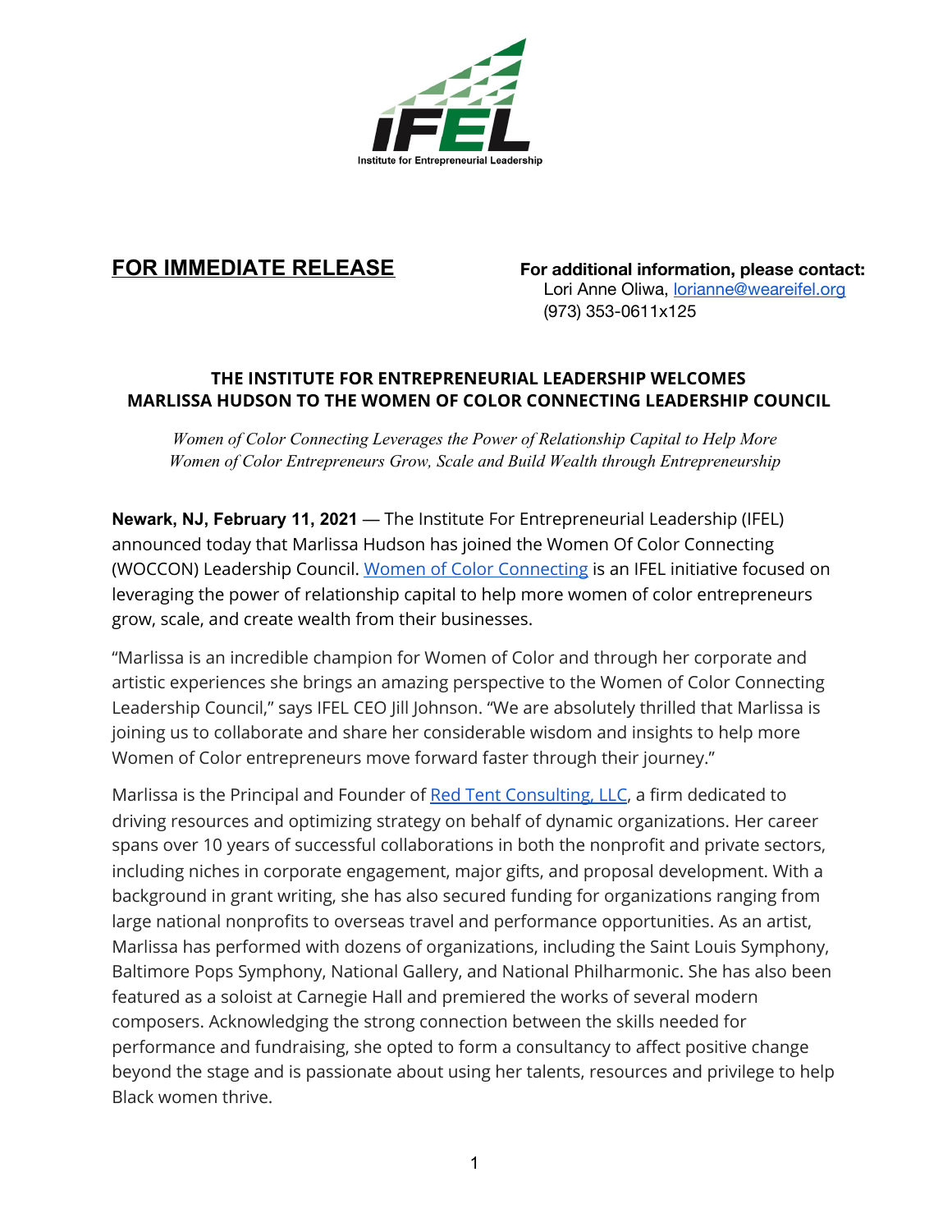Institute for Entrepreneurial Leadership

**FOR IMMEDIATE RELEASE**

**For additional information, please contact:**
Lori Anne Oliwa, [lorianne@weareifel.org](mailto:lorianne@weareifel.org)
(973) 353-0611x125

## THE INSTITUTE FOR ENTREPRENEURIAL LEADERSHIP WELCOMES MARLISSA HUDSON TO THE WOMEN OF COLOR CONNECTING LEADERSHIP COUNCIL

*Women of Color Connecting Leverages the Power of Relationship Capital to Help More Women of Color Entrepreneurs Grow, Scale and Build Wealth through Entrepreneurship*

**Newark, NJ, February 11, 2021** — The Institute For Entrepreneurial Leadership (IFEL) announced today that Marlissa Hudson has joined the Women Of Color Connecting (WOCCON) Leadership Council. [Women of Color Connecting]() is an IFEL initiative focused on leveraging the power of relationship capital to help more women of color entrepreneurs grow, scale, and create wealth from their businesses.

"Marlissa is an incredible champion for Women of Color and through her corporate and artistic experiences she brings an amazing perspective to the Women of Color Connecting Leadership Council," says IFEL CEO Jill Johnson. "We are absolutely thrilled that Marlissa is joining us to collaborate and share her considerable wisdom and insights to help more Women of Color entrepreneurs move forward faster through their journey."

Marlissa is the Principal and Founder of [Red Tent Consulting, LLC](), a firm dedicated to driving resources and optimizing strategy on behalf of dynamic organizations. Her career spans over 10 years of successful collaborations in both the nonprofit and private sectors, including niches in corporate engagement, major gifts, and proposal development. With a background in grant writing, she has also secured funding for organizations ranging from large national nonprofits to overseas travel and performance opportunities. As an artist, Marlissa has performed with dozens of organizations, including the Saint Louis Symphony, Baltimore Pops Symphony, National Gallery, and National Philharmonic. She has also been featured as a soloist at Carnegie Hall and premiered the works of several modern composers. Acknowledging the strong connection between the skills needed for performance and fundraising, she opted to form a consultancy to affect positive change beyond the stage and is passionate about using her talents, resources and privilege to help Black women thrive.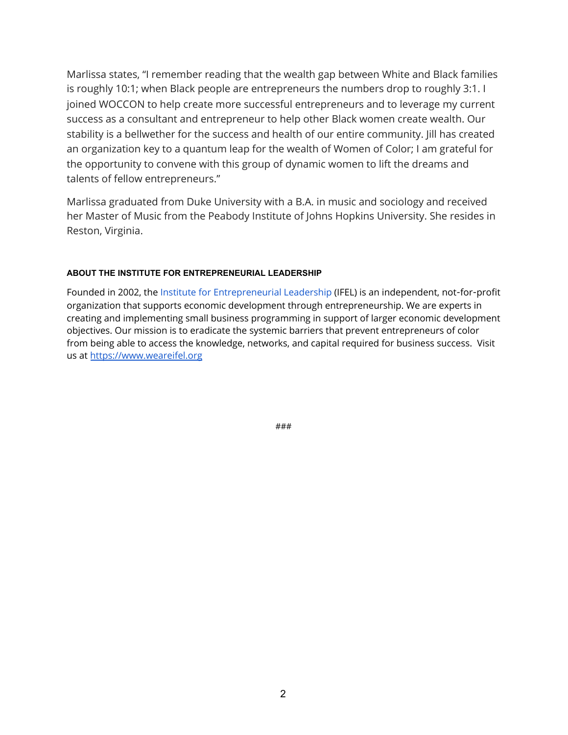Marlissa states, "I remember reading that the wealth gap between White and Black families is roughly 10:1; when Black people are entrepreneurs the numbers drop to roughly 3:1. I joined WOCCON to help create more successful entrepreneurs and to leverage my current success as a consultant and entrepreneur to help other Black women create wealth. Our stability is a bellwether for the success and health of our entire community. Jill has created an organization key to a quantum leap for the wealth of Women of Color; I am grateful for the opportunity to convene with this group of dynamic women to lift the dreams and talents of fellow entrepreneurs."

Marlissa graduated from Duke University with a B.A. in music and sociology and received her Master of Music from the Peabody Institute of Johns Hopkins University. She resides in Reston, Virginia.

**ABOUT THE INSTITUTE FOR ENTREPRENEURIAL LEADERSHIP**

Founded in 2002, the Institute for Entrepreneurial Leadership (IFEL) is an independent, not-for-profit organization that supports economic development through entrepreneurship. We are experts in creating and implementing small business programming in support of larger economic development objectives. Our mission is to eradicate the systemic barriers that prevent entrepreneurs of color from being able to access the knowledge, networks, and capital required for business success. Visit us at https://www.weareifel.org

###